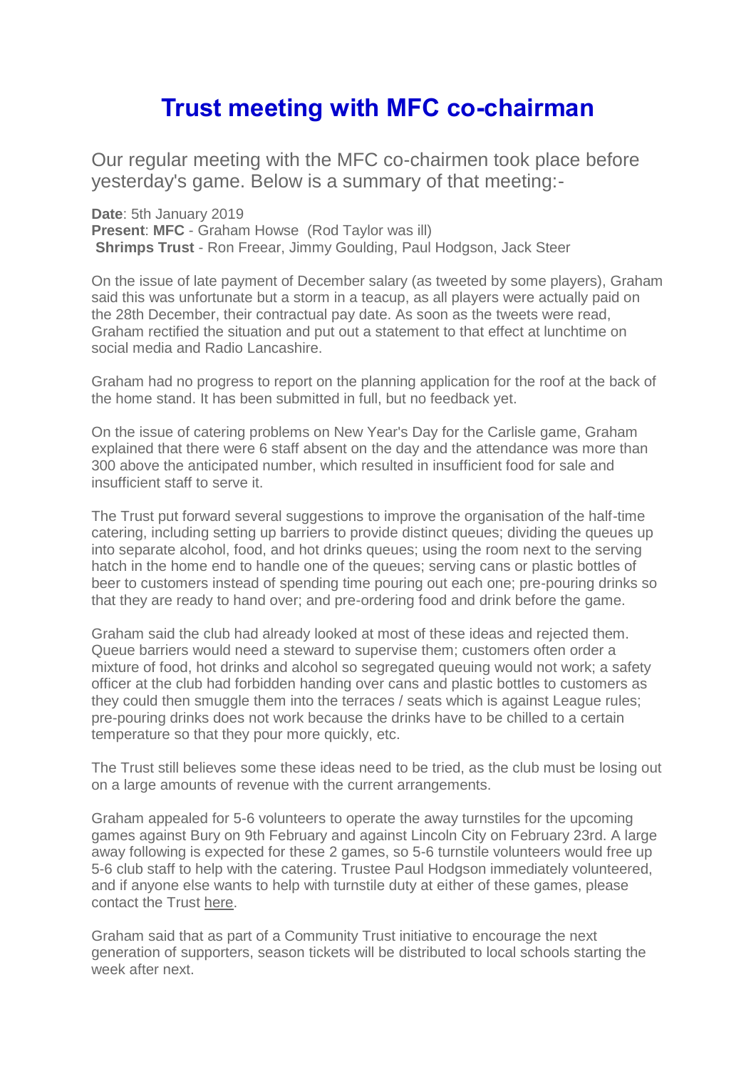# Trust meeting with MFC co-chairman

Our regular meeting with the MFC co-chairmen took place before yesterday's game. Below is a summary of that meeting:-

**Date**: 5th January 2019
**Present**: **MFC** - Graham Howse (Rod Taylor was ill)
**Shrimps Trust** - Ron Freear, Jimmy Goulding, Paul Hodgson, Jack Steer

On the issue of late payment of December salary (as tweeted by some players), Graham said this was unfortunate but a storm in a teacup, as all players were actually paid on the 28th December, their contractual pay date. As soon as the tweets were read, Graham rectified the situation and put out a statement to that effect at lunchtime on social media and Radio Lancashire.

Graham had no progress to report on the planning application for the roof at the back of the home stand. It has been submitted in full, but no feedback yet.

On the issue of catering problems on New Year's Day for the Carlisle game, Graham explained that there were 6 staff absent on the day and the attendance was more than 300 above the anticipated number, which resulted in insufficient food for sale and insufficient staff to serve it.

The Trust put forward several suggestions to improve the organisation of the half-time catering, including setting up barriers to provide distinct queues; dividing the queues up into separate alcohol, food, and hot drinks queues; using the room next to the serving hatch in the home end to handle one of the queues; serving cans or plastic bottles of beer to customers instead of spending time pouring out each one; pre-pouring drinks so that they are ready to hand over; and pre-ordering food and drink before the game.

Graham said the club had already looked at most of these ideas and rejected them. Queue barriers would need a steward to supervise them; customers often order a mixture of food, hot drinks and alcohol so segregated queuing would not work; a safety officer at the club had forbidden handing over cans and plastic bottles to customers as they could then smuggle them into the terraces / seats which is against League rules; pre-pouring drinks does not work because the drinks have to be chilled to a certain temperature so that they pour more quickly, etc.

The Trust still believes some these ideas need to be tried, as the club must be losing out on a large amounts of revenue with the current arrangements.

Graham appealed for 5-6 volunteers to operate the away turnstiles for the upcoming games against Bury on 9th February and against Lincoln City on February 23rd. A large away following is expected for these 2 games, so 5-6 turnstile volunteers would free up 5-6 club staff to help with the catering. Trustee Paul Hodgson immediately volunteered, and if anyone else wants to help with turnstile duty at either of these games, please contact the Trust here.

Graham said that as part of a Community Trust initiative to encourage the next generation of supporters, season tickets will be distributed to local schools starting the week after next.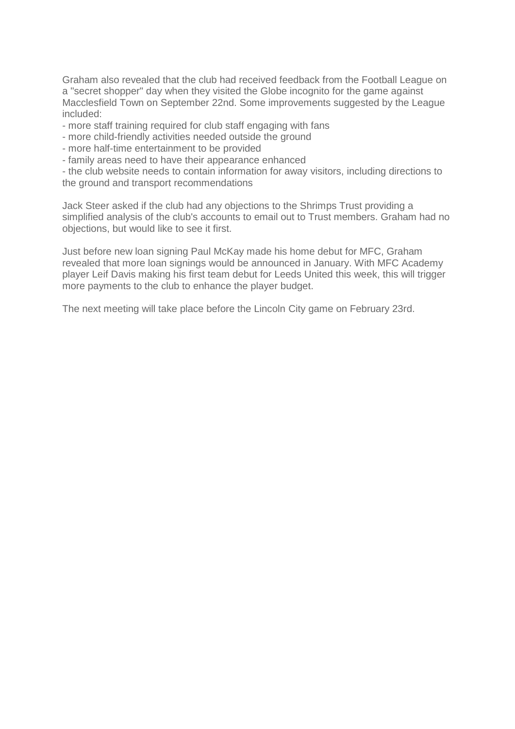Graham also revealed that the club had received feedback from the Football League on a "secret shopper" day when they visited the Globe incognito for the game against Macclesfield Town on September 22nd. Some improvements suggested by the League included:

- more staff training required for club staff engaging with fans
- more child-friendly activities needed outside the ground
- more half-time entertainment to be provided
- family areas need to have their appearance enhanced
- the club website needs to contain information for away visitors, including directions to the ground and transport recommendations

Jack Steer asked if the club had any objections to the Shrimps Trust providing a simplified analysis of the club's accounts to email out to Trust members. Graham had no objections, but would like to see it first.

Just before new loan signing Paul McKay made his home debut for MFC, Graham revealed that more loan signings would be announced in January. With MFC Academy player Leif Davis making his first team debut for Leeds United this week, this will trigger more payments to the club to enhance the player budget.

The next meeting will take place before the Lincoln City game on February 23rd.